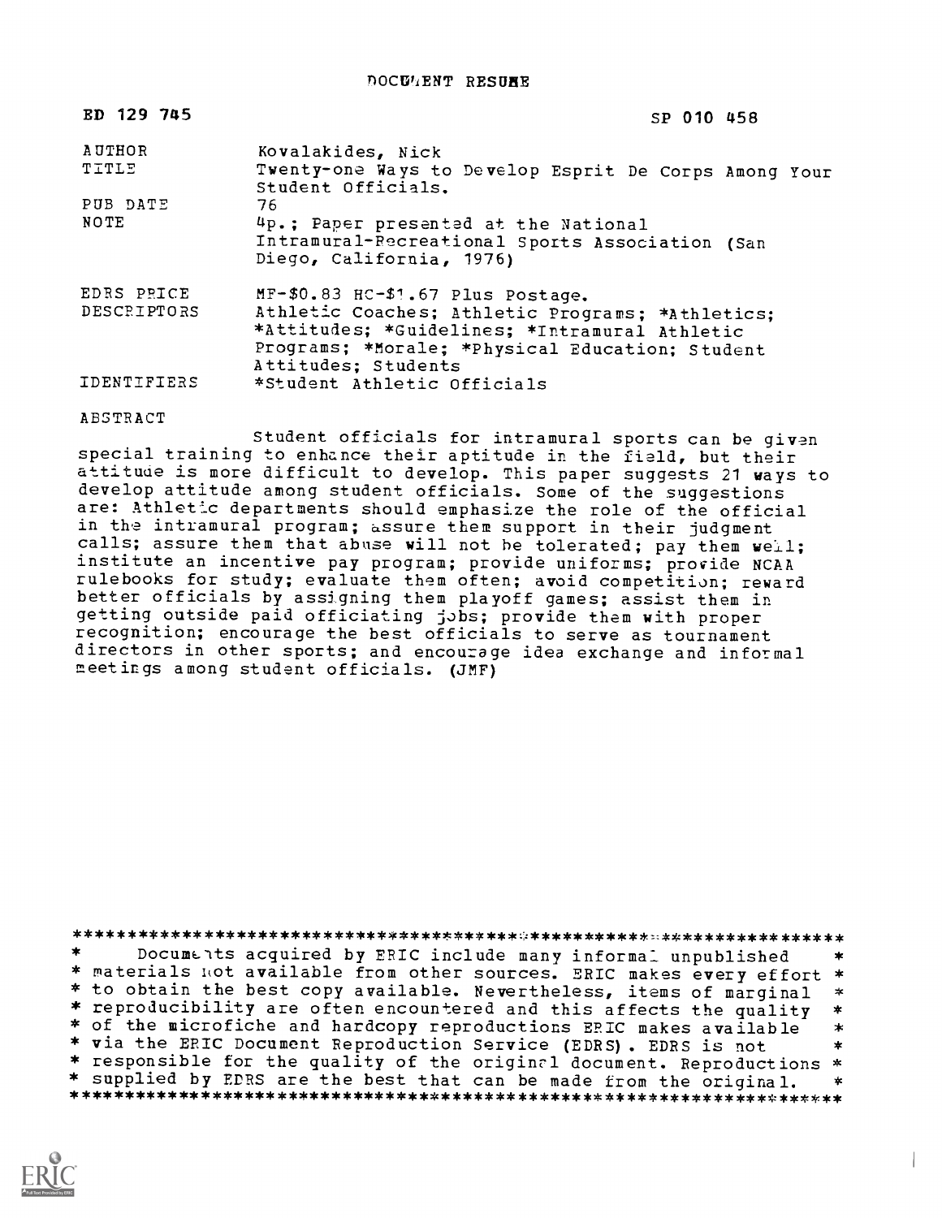DOCUMENT RESUME

| | |
|---|---|
| ED 129 745 | SP 010 458 |
| AUTHOR | Kovalakides, Nick |
| TITLE | Twenty-one Ways to Develop Esprit De Corps Among Your Student Officials. |
| PUB DATE | 76 |
| NOTE | 4p.; Paper presented at the National Intramural-Recreational Sports Association (San Diego, California, 1976) |
| EDRS PRICE | MF-$0.83 HC-$1.67 Plus Postage. |
| DESCRIPTORS | Athletic Coaches; Athletic Programs; *Athletics; *Attitudes; *Guidelines; *Intramural Athletic Programs; *Morale; *Physical Education; Student Attitudes; Students |
| IDENTIFIERS | *Student Athletic Officials |

ABSTRACT

Student officials for intramural sports can be given special training to enhance their aptitude in the field, but their attitude is more difficult to develop. This paper suggests 21 ways to develop attitude among student officials. Some of the suggestions are: Athletic departments should emphasize the role of the official in the intramural program; assure them support in their judgment calls; assure them that abuse will not be tolerated; pay them well; institute an incentive pay program; provide uniforms; provide NCAA rulebooks for study; evaluate them often; avoid competition; reward better officials by assigning them playoff games; assist them in getting outside paid officiating jobs; provide them with proper recognition; encourage the best officials to serve as tournament directors in other sports; and encourage idea exchange and informal meetings among student officials. (JMF)

\*\*\*\*\*\*\*\*\*\*\*\*\*\*\*\*\*\*\*\*\*\*\*\*\*\*\*\*\*\*\*\*\*\*\*\*\*\*\*\*\*\*\*\*\*\*\*\*\*\*\*\*\*\*\*\*\*\*\*\*\*\*\*\*\*\*\*\*\*\*\*

\* Documents acquired by ERIC include many informal unpublished \*
\* materials not available from other sources. ERIC makes every effort \*
\* to obtain the best copy available. Nevertheless, items of marginal \*
\* reproducibility are often encountered and this affects the quality \*
\* of the microfiche and hardcopy reproductions ERIC makes available \*
\* via the ERIC Document Reproduction Service (EDRS). EDRS is not \*
\* responsible for the quality of the original document. Reproductions \*
\* supplied by EDRS are the best that can be made from the original. \*

\*\*\*\*\*\*\*\*\*\*\*\*\*\*\*\*\*\*\*\*\*\*\*\*\*\*\*\*\*\*\*\*\*\*\*\*\*\*\*\*\*\*\*\*\*\*\*\*\*\*\*\*\*\*\*\*\*\*\*\*\*\*\*\*\*\*\*\*\*\*\*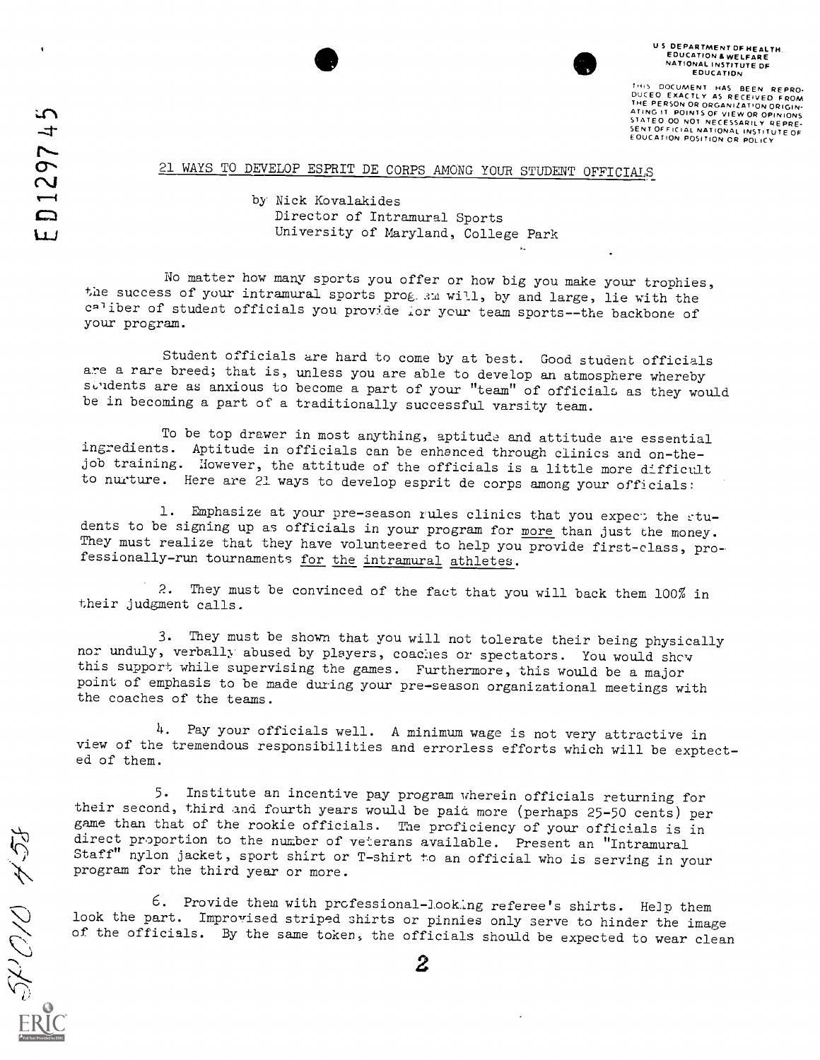U S DEPARTMENT OF HEALTH, EDUCATION & WELFARE
NATIONAL INSTITUTE OF EDUCATION

THIS DOCUMENT HAS BEEN REPRODUCED EXACTLY AS RECEIVED FROM THE PERSON OR ORGANIZATION ORIGINATING IT. POINTS OF VIEW OR OPINIONS STATED DO NOT NECESSARILY REPRESENT OFFICIAL NATIONAL INSTITUTE OF EDUCATION POSITION OR POLICY

ED129745

## 21 WAYS TO DEVELOP ESPRIT DE CORPS AMONG YOUR STUDENT OFFICIALS

by Nick Kovalakides
Director of Intramural Sports
University of Maryland, College Park

No matter how many sports you offer or how big you make your trophies, the success of your intramural sports program will, by and large, lie with the caliber of student officials you provide for your team sports--the backbone of your program.

Student officials are hard to come by at best. Good student officials are a rare breed; that is, unless you are able to develop an atmosphere whereby students are as anxious to become a part of your "team" of officials as they would be in becoming a part of a traditionally successful varsity team.

To be top drawer in most anything, aptitude and attitude are essential ingredients. Aptitude in officials can be enhanced through clinics and on-the-job training. However, the attitude of the officials is a little more difficult to nurture. Here are 21 ways to develop esprit de corps among your officials:

1. Emphasize at your pre-season rules clinics that you expect the students to be signing up as officials in your program for more than just the money. They must realize that they have volunteered to help you provide first-class, professionally-run tournaments for the intramural athletes.

2. They must be convinced of the fact that you will back them 100% in their judgment calls.

3. They must be shown that you will not tolerate their being physically nor unduly, verbally abused by players, coaches or spectators. You would show this support while supervising the games. Furthermore, this would be a major point of emphasis to be made during your pre-season organizational meetings with the coaches of the teams.

4. Pay your officials well. A minimum wage is not very attractive in view of the tremendous responsibilities and errorless efforts which will be exptected of them.

5. Institute an incentive pay program wherein officials returning for their second, third and fourth years would be paid more (perhaps 25-50 cents) per game than that of the rookie officials. The proficiency of your officials is in direct proportion to the number of veterans available. Present an "Intramural Staff" nylon jacket, sport shirt or T-shirt to an official who is serving in your program for the third year or more.

6. Provide them with professional-looking referee's shirts. Help them look the part. Improvised striped shirts or pinnies only serve to hinder the image of the officials. By the same token, the officials should be expected to wear clean

SP010 458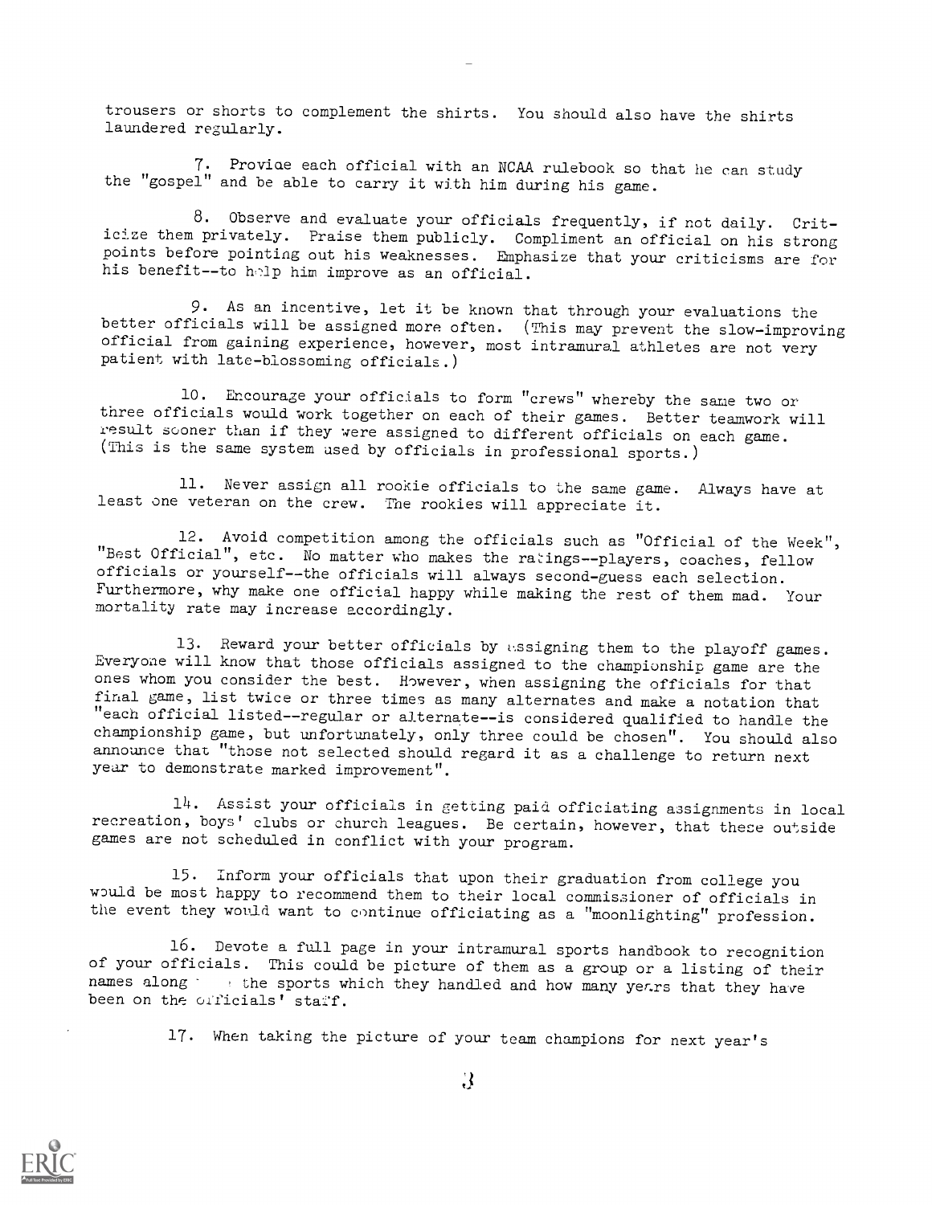trousers or shorts to complement the shirts. You should also have the shirts laundered regularly.

7. Provide each official with an NCAA rulebook so that he can study the "gospel" and be able to carry it with him during his game.

8. Observe and evaluate your officials frequently, if not daily. Criticize them privately. Praise them publicly. Compliment an official on his strong points before pointing out his weaknesses. Emphasize that your criticisms are for his benefit--to help him improve as an official.

9. As an incentive, let it be known that through your evaluations the better officials will be assigned more often. (This may prevent the slow-improving official from gaining experience, however, most intramural athletes are not very patient with late-blossoming officials.)

10. Encourage your officials to form "crews" whereby the same two or three officials would work together on each of their games. Better teamwork will result sooner than if they were assigned to different officials on each game. (This is the same system used by officials in professional sports.)

11. Never assign all rookie officials to the same game. Always have at least one veteran on the crew. The rookies will appreciate it.

12. Avoid competition among the officials such as "Official of the Week", "Best Official", etc. No matter who makes the ratings--players, coaches, fellow officials or yourself--the officials will always second-guess each selection. Furthermore, why make one official happy while making the rest of them mad. Your mortality rate may increase accordingly.

13. Reward your better officials by assigning them to the playoff games. Everyone will know that those officials assigned to the championship game are the ones whom you consider the best. However, when assigning the officials for that final game, list twice or three times as many alternates and make a notation that "each official listed--regular or alternate--is considered qualified to handle the championship game, but unfortunately, only three could be chosen". You should also announce that "those not selected should regard it as a challenge to return next year to demonstrate marked improvement".

14. Assist your officials in getting paid officiating assignments in local recreation, boys' clubs or church leagues. Be certain, however, that these outside games are not scheduled in conflict with your program.

15. Inform your officials that upon their graduation from college you would be most happy to recommend them to their local commissioner of officials in the event they would want to continue officiating as a "moonlighting" profession.

16. Devote a full page in your intramural sports handbook to recognition of your officials. This could be picture of them as a group or a listing of their names along the sports which they handled and how many years that they have been on the officials' staff.

17. When taking the picture of your team champions for next year's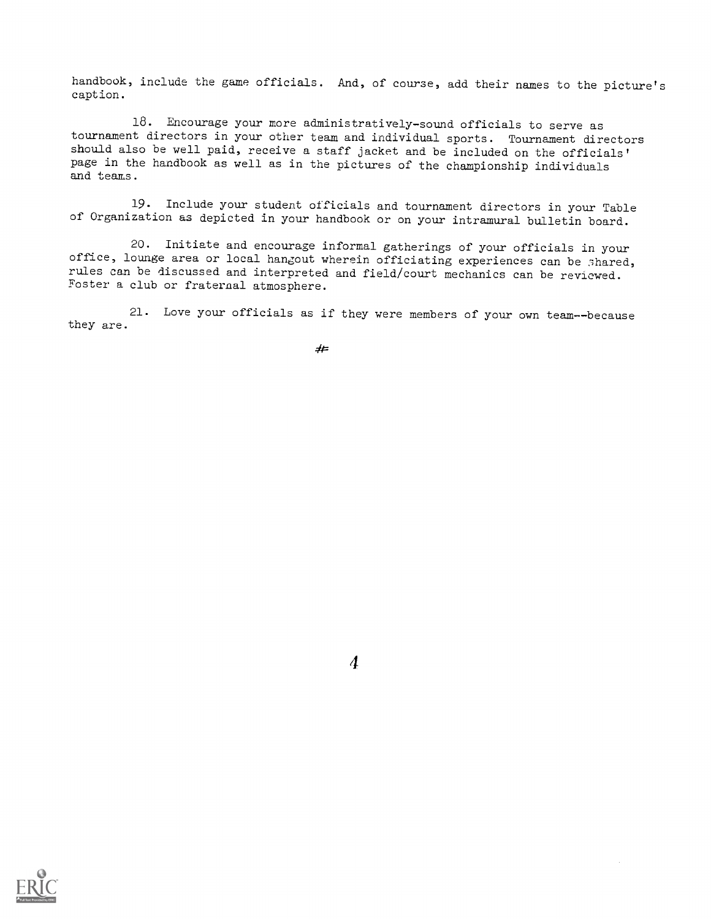handbook, include the game officials. And, of course, add their names to the picture's caption.

18. Encourage your more administratively-sound officials to serve as tournament directors in your other team and individual sports. Tournament directors should also be well paid, receive a staff jacket and be included on the officials' page in the handbook as well as in the pictures of the championship individuals and teams.

19. Include your student officials and tournament directors in your Table of Organization as depicted in your handbook or on your intramural bulletin board.

20. Initiate and encourage informal gatherings of your officials in your office, lounge area or local hangout wherein officiating experiences can be shared, rules can be discussed and interpreted and field/court mechanics can be reviewed. Foster a club or fraternal atmosphere.

21. Love your officials as if they were members of your own team--because they are.

#